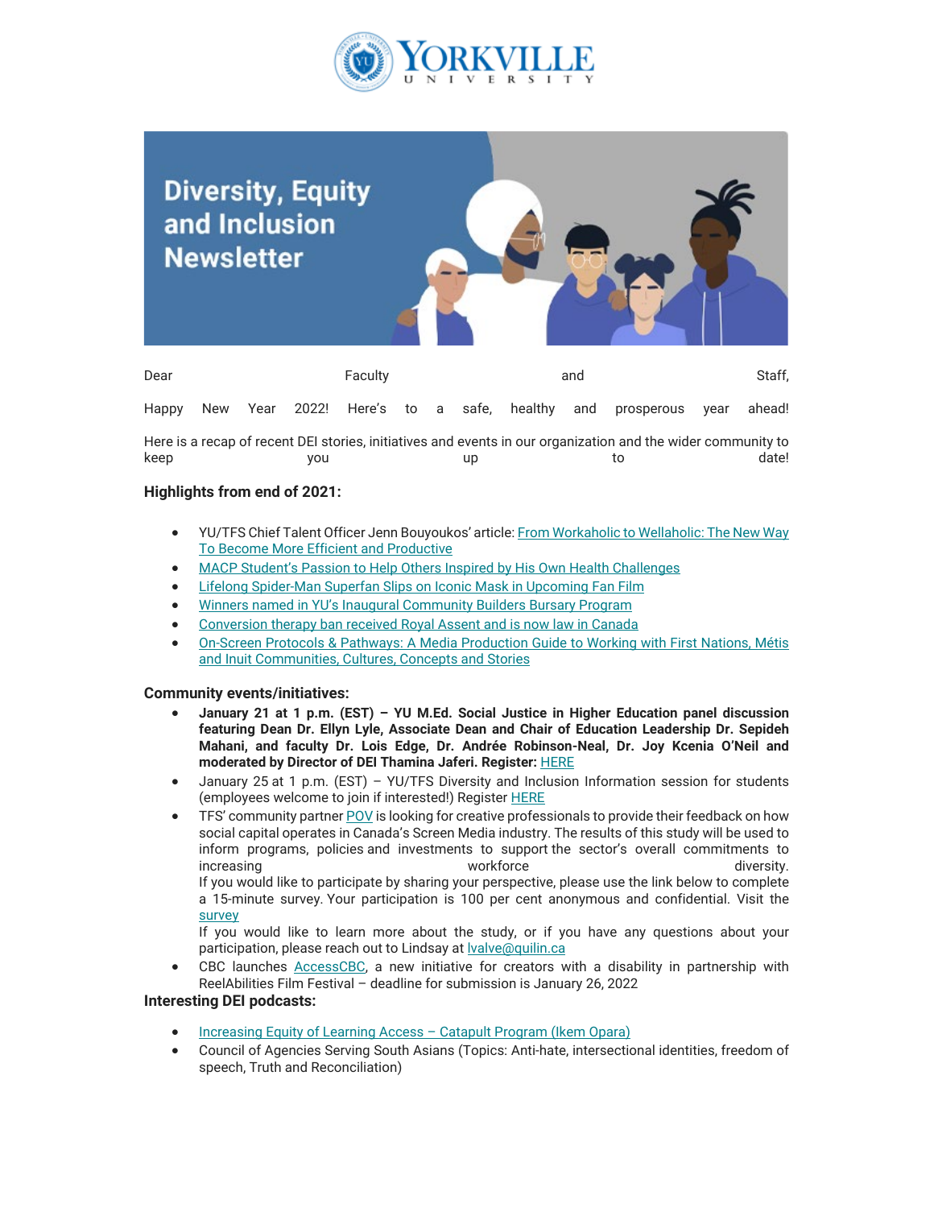Yorkville University

# Diversity, Equity and Inclusion Newsletter

Dear Faculty and Staff,

Happy New Year 2022! Here's to a safe, healthy and prosperous year ahead!

Here is a recap of recent DEI stories, initiatives and events in our organization and the wider community to keep you up to date!

### Highlights from end of 2021:

- YU/TFS Chief Talent Officer Jenn Bouyoukos' article: From Workaholic to Wellaholic: The New Way To Become More Efficient and Productive
- MACP Student's Passion to Help Others Inspired by His Own Health Challenges
- Lifelong Spider-Man Superfan Slips on Iconic Mask in Upcoming Fan Film
- Winners named in YU's Inaugural Community Builders Bursary Program
- Conversion therapy ban received Royal Assent and is now law in Canada
- On-Screen Protocols & Pathways: A Media Production Guide to Working with First Nations, Métis and Inuit Communities, Cultures, Concepts and Stories

### Community events/initiatives:

- **January 21 at 1 p.m. (EST) – YU M.Ed. Social Justice in Higher Education panel discussion featuring Dean Dr. Ellyn Lyle, Associate Dean and Chair of Education Leadership Dr. Sepideh Mahani, and faculty Dr. Lois Edge, Dr. Andrée Robinson-Neal, Dr. Joy Kcenia O'Neil and moderated by Director of DEI Thamina Jaferi. Register:** HERE
- January 25 at 1 p.m. (EST) – YU/TFS Diversity and Inclusion Information session for students (employees welcome to join if interested!) Register HERE
- TFS' community partner POV is looking for creative professionals to provide their feedback on how social capital operates in Canada's Screen Media industry. The results of this study will be used to inform programs, policies and investments to support the sector's overall commitments to increasing workforce diversity.
  If you would like to participate by sharing your perspective, please use the link below to complete a 15-minute survey. Your participation is 100 per cent anonymous and confidential. Visit the survey
  If you would like to learn more about the study, or if you have any questions about your participation, please reach out to Lindsay at lvalve@quilin.ca
- CBC launches AccessCBC, a new initiative for creators with a disability in partnership with ReelAbilities Film Festival – deadline for submission is January 26, 2022

### Interesting DEI podcasts:

- Increasing Equity of Learning Access – Catapult Program (Ikem Opara)
- Council of Agencies Serving South Asians (Topics: Anti-hate, intersectional identities, freedom of speech, Truth and Reconciliation)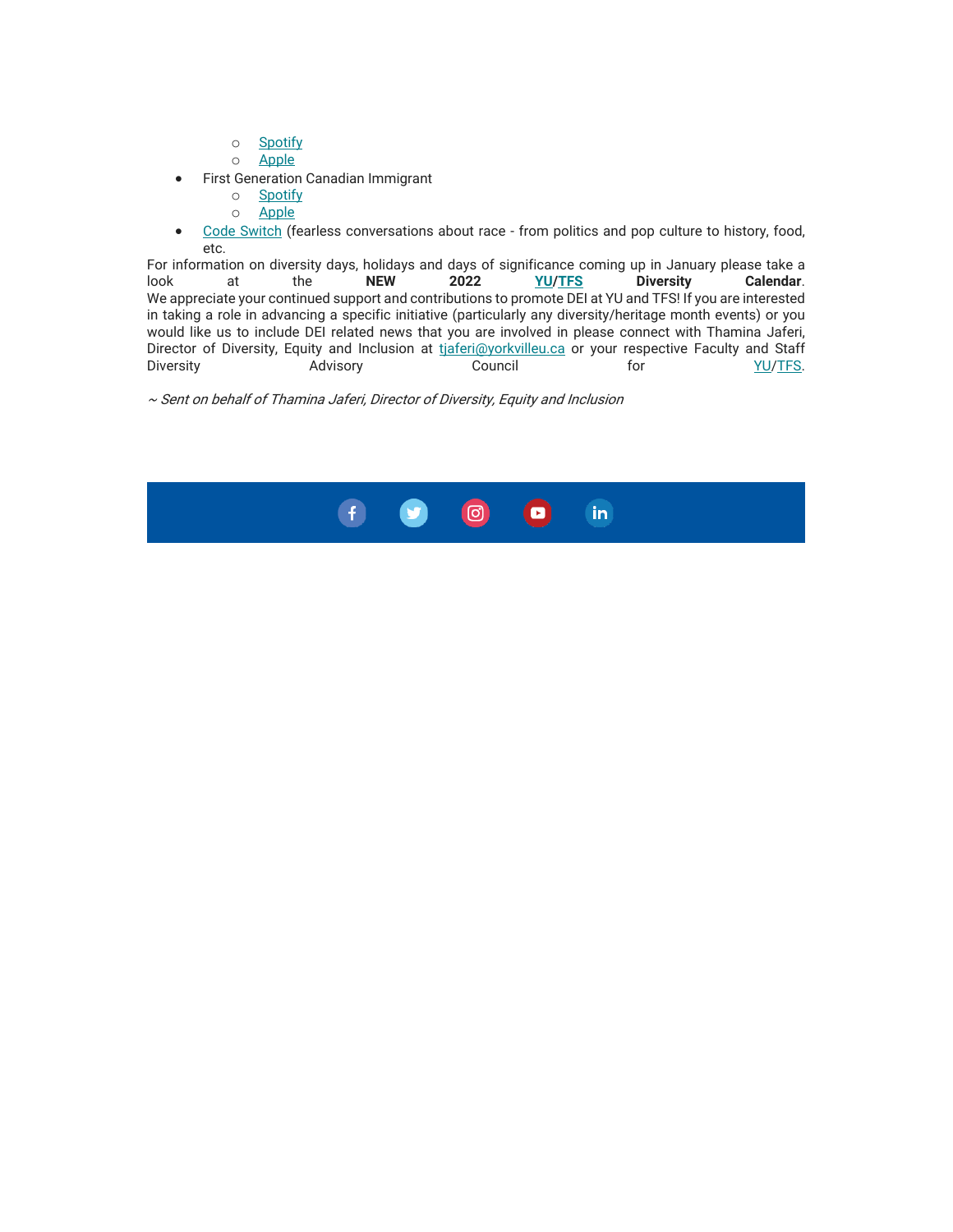- Spotify
    - Apple
- First Generation Canadian Immigrant
    - Spotify
    - Apple
- Code Switch (fearless conversations about race - from politics and pop culture to history, food, etc.

For information on diversity days, holidays and days of significance coming up in January please take a look at the **NEW 2022 YU/TFS Diversity Calendar**.

We appreciate your continued support and contributions to promote DEI at YU and TFS! If you are interested in taking a role in advancing a specific initiative (particularly any diversity/heritage month events) or you would like us to include DEI related news that you are involved in please connect with Thamina Jaferi, Director of Diversity, Equity and Inclusion at tjaferi@yorkvilleu.ca or your respective Faculty and Staff Diversity Advisory Council for YU/TFS.

*~ Sent on behalf of Thamina Jaferi, Director of Diversity, Equity and Inclusion*